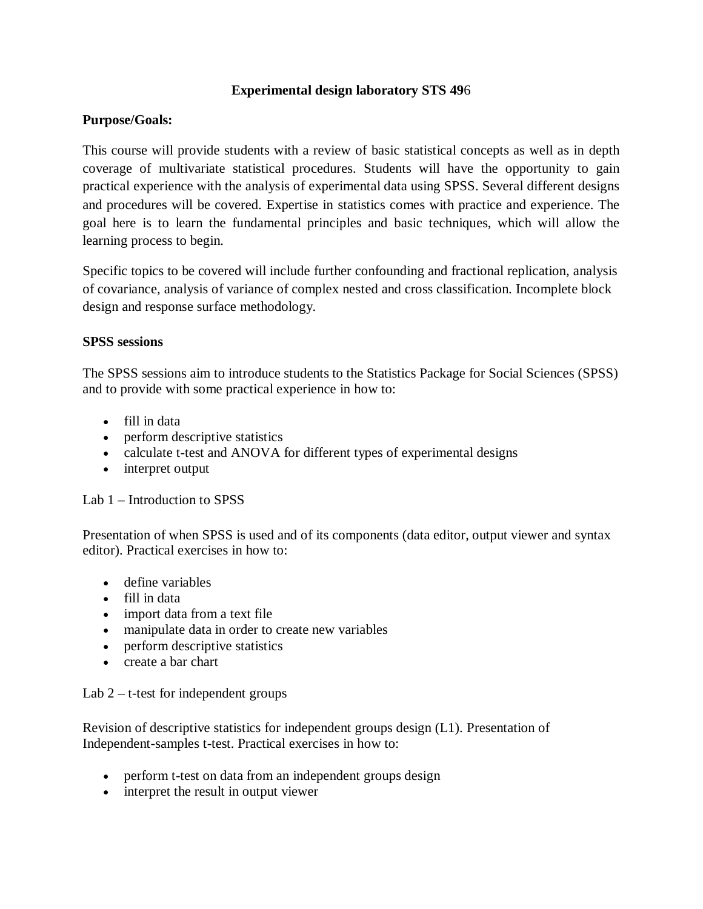# Experimental design laboratory STS 496

**Purpose/Goals:**

This course will provide students with a review of basic statistical concepts as well as in depth coverage of multivariate statistical procedures. Students will have the opportunity to gain practical experience with the analysis of experimental data using SPSS. Several different designs and procedures will be covered. Expertise in statistics comes with practice and experience. The goal here is to learn the fundamental principles and basic techniques, which will allow the learning process to begin.

Specific topics to be covered will include further confounding and fractional replication, analysis of covariance, analysis of variance of complex nested and cross classification. Incomplete block design and response surface methodology.

**SPSS sessions**

The SPSS sessions aim to introduce students to the Statistics Package for Social Sciences (SPSS) and to provide with some practical experience in how to:

- fill in data
- perform descriptive statistics
- calculate t-test and ANOVA for different types of experimental designs
- interpret output

Lab 1 – Introduction to SPSS

Presentation of when SPSS is used and of its components (data editor, output viewer and syntax editor). Practical exercises in how to:

- define variables
- fill in data
- import data from a text file
- manipulate data in order to create new variables
- perform descriptive statistics
- create a bar chart

Lab 2 – t-test for independent groups

Revision of descriptive statistics for independent groups design (L1). Presentation of Independent-samples t-test. Practical exercises in how to:

- perform t-test on data from an independent groups design
- interpret the result in output viewer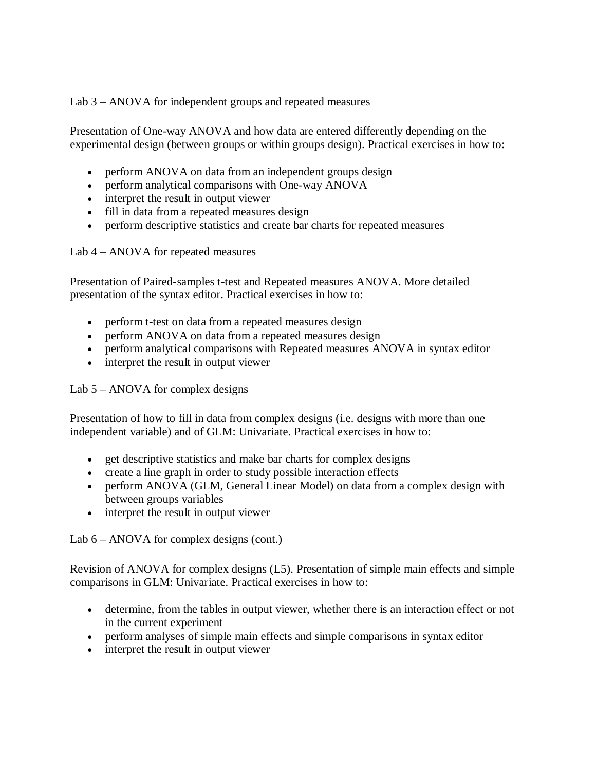Lab 3 – ANOVA for independent groups and repeated measures

Presentation of One-way ANOVA and how data are entered differently depending on the experimental design (between groups or within groups design). Practical exercises in how to:

- perform ANOVA on data from an independent groups design
- perform analytical comparisons with One-way ANOVA
- interpret the result in output viewer
- fill in data from a repeated measures design
- perform descriptive statistics and create bar charts for repeated measures

Lab 4 – ANOVA for repeated measures

Presentation of Paired-samples t-test and Repeated measures ANOVA. More detailed presentation of the syntax editor. Practical exercises in how to:

- perform t-test on data from a repeated measures design
- perform ANOVA on data from a repeated measures design
- perform analytical comparisons with Repeated measures ANOVA in syntax editor
- interpret the result in output viewer

Lab 5 – ANOVA for complex designs

Presentation of how to fill in data from complex designs (i.e. designs with more than one independent variable) and of GLM: Univariate. Practical exercises in how to:

- get descriptive statistics and make bar charts for complex designs
- create a line graph in order to study possible interaction effects
- perform ANOVA (GLM, General Linear Model) on data from a complex design with between groups variables
- interpret the result in output viewer

Lab 6 – ANOVA for complex designs (cont.)

Revision of ANOVA for complex designs (L5). Presentation of simple main effects and simple comparisons in GLM: Univariate. Practical exercises in how to:

- determine, from the tables in output viewer, whether there is an interaction effect or not in the current experiment
- perform analyses of simple main effects and simple comparisons in syntax editor
- interpret the result in output viewer